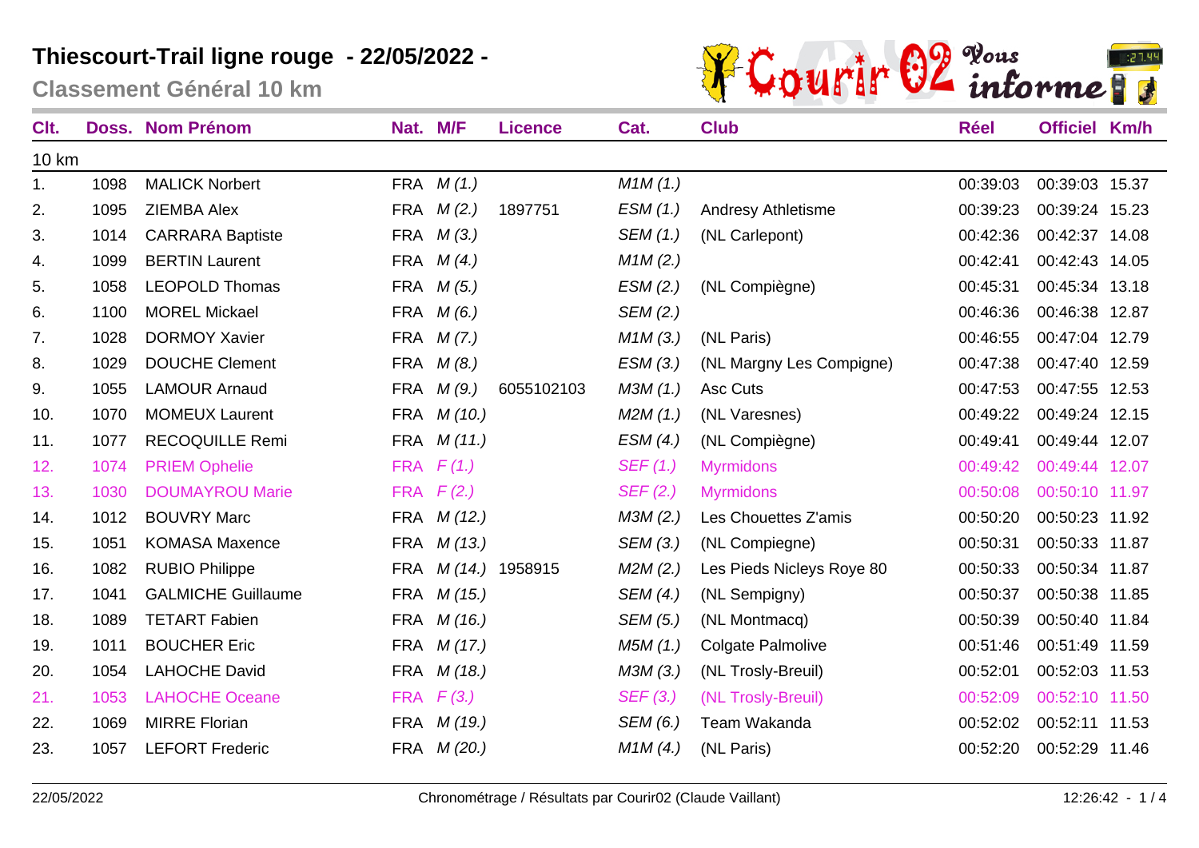# Thiescourt-Trail ligne rouge - 22/05/2022 -

## Classement Général 10 km

| Clt. | Doss. | Nom Prénom | Nat. | M/F | Licence | Cat. | Club | Réel | Officiel | Km/h |
|---|---|---|---|---|---|---|---|---|---|---|
| 10 km | | | | | | | | | | |
| 1. | 1098 | MALICK Norbert | FRA | *M (1.)* | | *M1M (1.)* | | 00:39:03 | 00:39:03 | 15.37 |
| 2. | 1095 | ZIEMBA Alex | FRA | *M (2.)* | 1897751 | *ESM (1.)* | Andresy Athletisme | 00:39:23 | 00:39:24 | 15.23 |
| 3. | 1014 | CARRARA Baptiste | FRA | *M (3.)* | | *SEM (1.)* | (NL Carlepont) | 00:42:36 | 00:42:37 | 14.08 |
| 4. | 1099 | BERTIN Laurent | FRA | *M (4.)* | | *M1M (2.)* | | 00:42:41 | 00:42:43 | 14.05 |
| 5. | 1058 | LEOPOLD Thomas | FRA | *M (5.)* | | *ESM (2.)* | (NL Compiègne) | 00:45:31 | 00:45:34 | 13.18 |
| 6. | 1100 | MOREL Mickael | FRA | *M (6.)* | | *SEM (2.)* | | 00:46:36 | 00:46:38 | 12.87 |
| 7. | 1028 | DORMOY Xavier | FRA | *M (7.)* | | *M1M (3.)* | (NL Paris) | 00:46:55 | 00:47:04 | 12.79 |
| 8. | 1029 | DOUCHE Clement | FRA | *M (8.)* | | *ESM (3.)* | (NL Margny Les Compigne) | 00:47:38 | 00:47:40 | 12.59 |
| 9. | 1055 | LAMOUR Arnaud | FRA | *M (9.)* | 6055102103 | *M3M (1.)* | Asc Cuts | 00:47:53 | 00:47:55 | 12.53 |
| 10. | 1070 | MOMEUX Laurent | FRA | *M (10.)* | | *M2M (1.)* | (NL Varesnes) | 00:49:22 | 00:49:24 | 12.15 |
| 11. | 1077 | RECOQUILLE Remi | FRA | *M (11.)* | | *ESM (4.)* | (NL Compiègne) | 00:49:41 | 00:49:44 | 12.07 |
| 12. | 1074 | PRIEM Ophelie | FRA | *F (1.)* | | *SEF (1.)* | Myrmidons | 00:49:42 | 00:49:44 | 12.07 |
| 13. | 1030 | DOUMAYROU Marie | FRA | *F (2.)* | | *SEF (2.)* | Myrmidons | 00:50:08 | 00:50:10 | 11.97 |
| 14. | 1012 | BOUVRY Marc | FRA | *M (12.)* | | *M3M (2.)* | Les Chouettes Z'amis | 00:50:20 | 00:50:23 | 11.92 |
| 15. | 1051 | KOMASA Maxence | FRA | *M (13.)* | | *SEM (3.)* | (NL Compiegne) | 00:50:31 | 00:50:33 | 11.87 |
| 16. | 1082 | RUBIO Philippe | FRA | *M (14.)* | 1958915 | *M2M (2.)* | Les Pieds Nicleys Roye 80 | 00:50:33 | 00:50:34 | 11.87 |
| 17. | 1041 | GALMICHE Guillaume | FRA | *M (15.)* | | *SEM (4.)* | (NL Sempigny) | 00:50:37 | 00:50:38 | 11.85 |
| 18. | 1089 | TETART Fabien | FRA | *M (16.)* | | *SEM (5.)* | (NL Montmacq) | 00:50:39 | 00:50:40 | 11.84 |
| 19. | 1011 | BOUCHER Eric | FRA | *M (17.)* | | *M5M (1.)* | Colgate Palmolive | 00:51:46 | 00:51:49 | 11.59 |
| 20. | 1054 | LAHOCHE David | FRA | *M (18.)* | | *M3M (3.)* | (NL Trosly-Breuil) | 00:52:01 | 00:52:03 | 11.53 |
| 21. | 1053 | LAHOCHE Oceane | FRA | *F (3.)* | | *SEF (3.)* | (NL Trosly-Breuil) | 00:52:09 | 00:52:10 | 11.50 |
| 22. | 1069 | MIRRE Florian | FRA | *M (19.)* | | *SEM (6.)* | Team Wakanda | 00:52:02 | 00:52:11 | 11.53 |
| 23. | 1057 | LEFORT Frederic | FRA | *M (20.)* | | *M1M (4.)* | (NL Paris) | 00:52:20 | 00:52:29 | 11.46 |

22/05/2022 Chronométrage / Résultats par Courir02 (Claude Vaillant) 12:26:42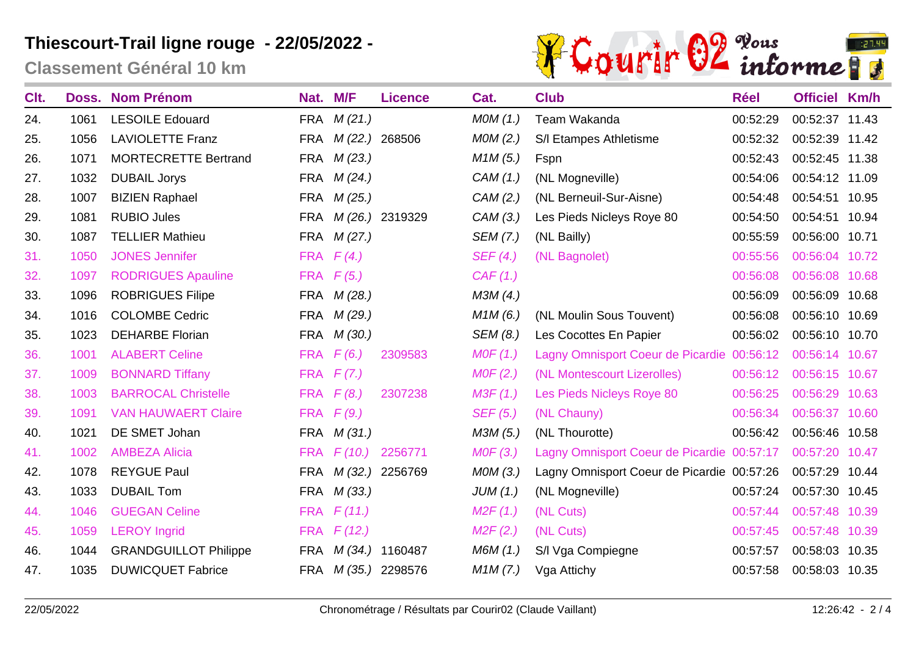# Thiescourt-Trail ligne rouge - 22/05/2022 -

## Classement Général 10 km

| Clt. | Doss. | Nom Prénom | Nat. | M/F | Licence | Cat. | Club | Réel | Officiel | Km/h |
|---|---|---|---|---|---|---|---|---|---|---|
| 24. | 1061 | LESOILE Edouard | FRA | *M (21.)* | | *M0M (1.)* | Team Wakanda | 00:52:29 | 00:52:37 | 11.43 |
| 25. | 1056 | LAVIOLETTE Franz | FRA | *M (22.)* | 268506 | *M0M (2.)* | S/l Etampes Athletisme | 00:52:32 | 00:52:39 | 11.42 |
| 26. | 1071 | MORTECRETTE Bertrand | FRA | *M (23.)* | | *M1M (5.)* | Fspn | 00:52:43 | 00:52:45 | 11.38 |
| 27. | 1032 | DUBAIL Jorys | FRA | *M (24.)* | | *CAM (1.)* | (NL Mogneville) | 00:54:06 | 00:54:12 | 11.09 |
| 28. | 1007 | BIZIEN Raphael | FRA | *M (25.)* | | *CAM (2.)* | (NL Berneuil-Sur-Aisne) | 00:54:48 | 00:54:51 | 10.95 |
| 29. | 1081 | RUBIO Jules | FRA | *M (26.)* | 2319329 | *CAM (3.)* | Les Pieds Nicleys Roye 80 | 00:54:50 | 00:54:51 | 10.94 |
| 30. | 1087 | TELLIER Mathieu | FRA | *M (27.)* | | *SEM (7.)* | (NL Bailly) | 00:55:59 | 00:56:00 | 10.71 |
| 31. | 1050 | JONES Jennifer | FRA | *F (4.)* | | *SEF (4.)* | (NL Bagnolet) | 00:55:56 | 00:56:04 | 10.72 |
| 32. | 1097 | RODRIGUES Apauline | FRA | *F (5.)* | | *CAF (1.)* | | 00:56:08 | 00:56:08 | 10.68 |
| 33. | 1096 | ROBRIGUES Filipe | FRA | *M (28.)* | | *M3M (4.)* | | 00:56:09 | 00:56:09 | 10.68 |
| 34. | 1016 | COLOMBE Cedric | FRA | *M (29.)* | | *M1M (6.)* | (NL Moulin Sous Touvent) | 00:56:08 | 00:56:10 | 10.69 |
| 35. | 1023 | DEHARBE Florian | FRA | *M (30.)* | | *SEM (8.)* | Les Cocottes En Papier | 00:56:02 | 00:56:10 | 10.70 |
| 36. | 1001 | ALABERT Celine | FRA | *F (6.)* | 2309583 | *M0F (1.)* | Lagny Omnisport Coeur de Picardie | 00:56:12 | 00:56:14 | 10.67 |
| 37. | 1009 | BONNARD Tiffany | FRA | *F (7.)* | | *M0F (2.)* | (NL Montescourt Lizerolles) | 00:56:12 | 00:56:15 | 10.67 |
| 38. | 1003 | BARROCAL Christelle | FRA | *F (8.)* | 2307238 | *M3F (1.)* | Les Pieds Nicleys Roye 80 | 00:56:25 | 00:56:29 | 10.63 |
| 39. | 1091 | VAN HAUWAERT Claire | FRA | *F (9.)* | | *SEF (5.)* | (NL Chauny) | 00:56:34 | 00:56:37 | 10.60 |
| 40. | 1021 | DE SMET Johan | FRA | *M (31.)* | | *M3M (5.)* | (NL Thourotte) | 00:56:42 | 00:56:46 | 10.58 |
| 41. | 1002 | AMBEZA Alicia | FRA | *F (10.)* | 2256771 | *M0F (3.)* | Lagny Omnisport Coeur de Picardie | 00:57:17 | 00:57:20 | 10.47 |
| 42. | 1078 | REYGUE Paul | FRA | *M (32.)* | 2256769 | *M0M (3.)* | Lagny Omnisport Coeur de Picardie | 00:57:26 | 00:57:29 | 10.44 |
| 43. | 1033 | DUBAIL Tom | FRA | *M (33.)* | | *JUM (1.)* | (NL Mogneville) | 00:57:24 | 00:57:30 | 10.45 |
| 44. | 1046 | GUEGAN Celine | FRA | *F (11.)* | | *M2F (1.)* | (NL Cuts) | 00:57:44 | 00:57:48 | 10.39 |
| 45. | 1059 | LEROY Ingrid | FRA | *F (12.)* | | *M2F (2.)* | (NL Cuts) | 00:57:45 | 00:57:48 | 10.39 |
| 46. | 1044 | GRANDGUILLOT Philippe | FRA | *M (34.)* | 1160487 | *M6M (1.)* | S/l Vga Compiegne | 00:57:57 | 00:58:03 | 10.35 |
| 47. | 1035 | DUWICQUET Fabrice | FRA | *M (35.)* | 2298576 | *M1M (7.)* | Vga Attichy | 00:57:58 | 00:58:03 | 10.35 |

22/05/2022 Chronométrage / Résultats par Courir02 (Claude Vaillant) 12:26:42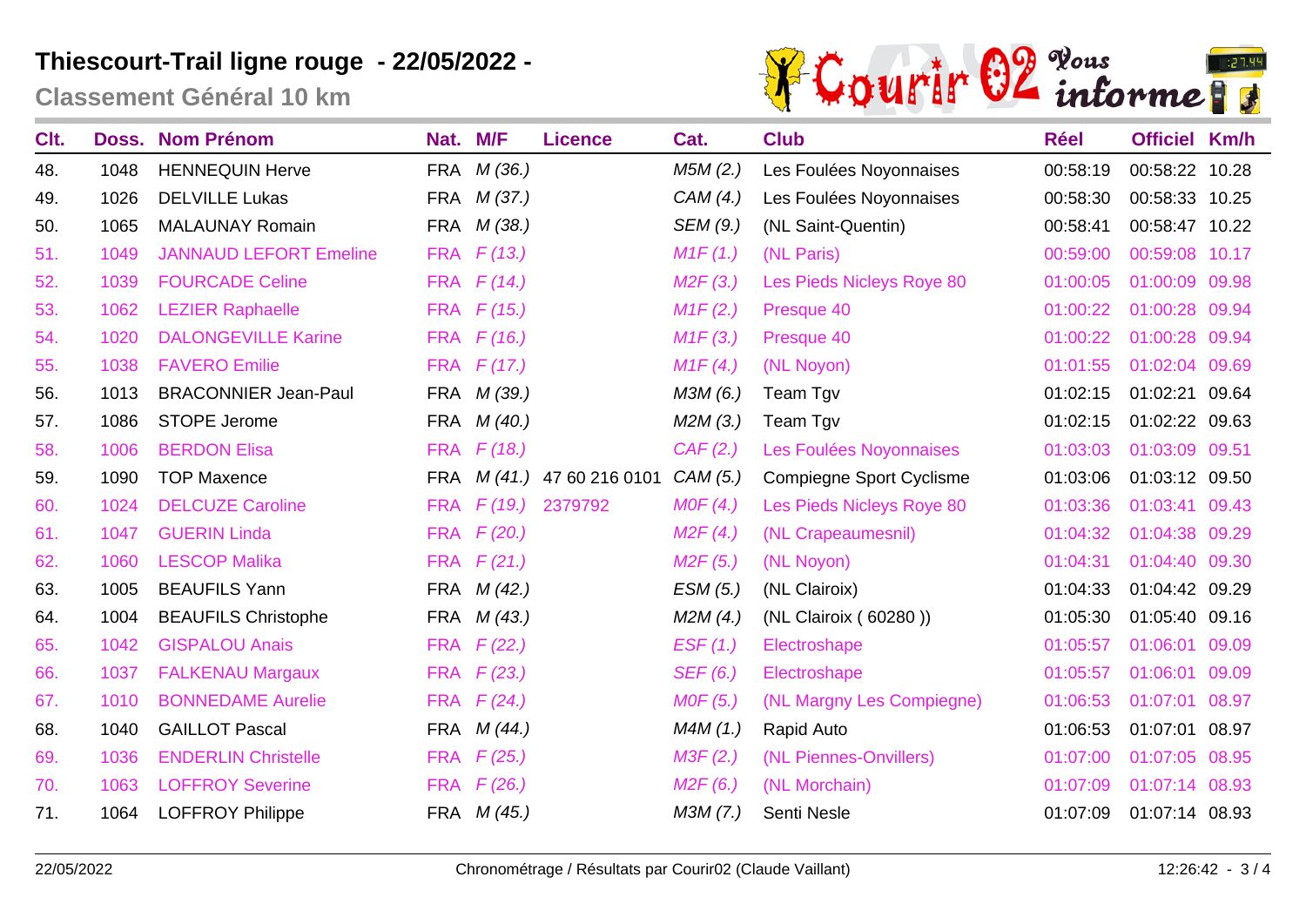# Thiescourt-Trail ligne rouge - 22/05/2022 -

## Classement Général 10 km

| Clt. | Doss. | Nom Prénom | Nat. | M/F | Licence | Cat. | Club | Réel | Officiel | Km/h |
|---|---|---|---|---|---|---|---|---|---|---|
| 48. | 1048 | HENNEQUIN Herve | FRA | *M (36.)* | | *M5M (2.)* | Les Foulées Noyonnaises | 00:58:19 | 00:58:22 | 10.28 |
| 49. | 1026 | DELVILLE Lukas | FRA | *M (37.)* | | *CAM (4.)* | Les Foulées Noyonnaises | 00:58:30 | 00:58:33 | 10.25 |
| 50. | 1065 | MALAUNAY Romain | FRA | *M (38.)* | | *SEM (9.)* | (NL Saint-Quentin) | 00:58:41 | 00:58:47 | 10.22 |
| 51. | 1049 | JANNAUD LEFORT Emeline | FRA | *F (13.)* | | *M1F (1.)* | (NL Paris) | 00:59:00 | 00:59:08 | 10.17 |
| 52. | 1039 | FOURCADE Celine | FRA | *F (14.)* | | *M2F (3.)* | Les Pieds Nicleys Roye 80 | 01:00:05 | 01:00:09 | 09.98 |
| 53. | 1062 | LEZIER Raphaelle | FRA | *F (15.)* | | *M1F (2.)* | Presque 40 | 01:00:22 | 01:00:28 | 09.94 |
| 54. | 1020 | DALONGEVILLE Karine | FRA | *F (16.)* | | *M1F (3.)* | Presque 40 | 01:00:22 | 01:00:28 | 09.94 |
| 55. | 1038 | FAVERO Emilie | FRA | *F (17.)* | | *M1F (4.)* | (NL Noyon) | 01:01:55 | 01:02:04 | 09.69 |
| 56. | 1013 | BRACONNIER Jean-Paul | FRA | *M (39.)* | | *M3M (6.)* | Team Tgv | 01:02:15 | 01:02:21 | 09.64 |
| 57. | 1086 | STOPE Jerome | FRA | *M (40.)* | | *M2M (3.)* | Team Tgv | 01:02:15 | 01:02:22 | 09.63 |
| 58. | 1006 | BERDON Elisa | FRA | *F (18.)* | | *CAF (2.)* | Les Foulées Noyonnaises | 01:03:03 | 01:03:09 | 09.51 |
| 59. | 1090 | TOP Maxence | FRA | *M (41.)* | 47 60 216 0101 | *CAM (5.)* | Compiegne Sport Cyclisme | 01:03:06 | 01:03:12 | 09.50 |
| 60. | 1024 | DELCUZE Caroline | FRA | *F (19.)* | 2379792 | *M0F (4.)* | Les Pieds Nicleys Roye 80 | 01:03:36 | 01:03:41 | 09.43 |
| 61. | 1047 | GUERIN Linda | FRA | *F (20.)* | | *M2F (4.)* | (NL Crapeaumesnil) | 01:04:32 | 01:04:38 | 09.29 |
| 62. | 1060 | LESCOP Malika | FRA | *F (21.)* | | *M2F (5.)* | (NL Noyon) | 01:04:31 | 01:04:40 | 09.30 |
| 63. | 1005 | BEAUFILS Yann | FRA | *M (42.)* | | *ESM (5.)* | (NL Clairoix) | 01:04:33 | 01:04:42 | 09.29 |
| 64. | 1004 | BEAUFILS Christophe | FRA | *M (43.)* | | *M2M (4.)* | (NL Clairoix ( 60280 )) | 01:05:30 | 01:05:40 | 09.16 |
| 65. | 1042 | GISPALOU Anais | FRA | *F (22.)* | | *ESF (1.)* | Electroshape | 01:05:57 | 01:06:01 | 09.09 |
| 66. | 1037 | FALKENAU Margaux | FRA | *F (23.)* | | *SEF (6.)* | Electroshape | 01:05:57 | 01:06:01 | 09.09 |
| 67. | 1010 | BONNEDAME Aurelie | FRA | *F (24.)* | | *M0F (5.)* | (NL Margny Les Compiegne) | 01:06:53 | 01:07:01 | 08.97 |
| 68. | 1040 | GAILLOT Pascal | FRA | *M (44.)* | | *M4M (1.)* | Rapid Auto | 01:06:53 | 01:07:01 | 08.97 |
| 69. | 1036 | ENDERLIN Christelle | FRA | *F (25.)* | | *M3F (2.)* | (NL Piennes-Onvillers) | 01:07:00 | 01:07:05 | 08.95 |
| 70. | 1063 | LOFFROY Severine | FRA | *F (26.)* | | *M2F (6.)* | (NL Morchain) | 01:07:09 | 01:07:14 | 08.93 |
| 71. | 1064 | LOFFROY Philippe | FRA | *M (45.)* | | *M3M (7.)* | Senti Nesle | 01:07:09 | 01:07:14 | 08.93 |

22/05/2022 Chronométrage / Résultats par Courir02 (Claude Vaillant) 12:26:42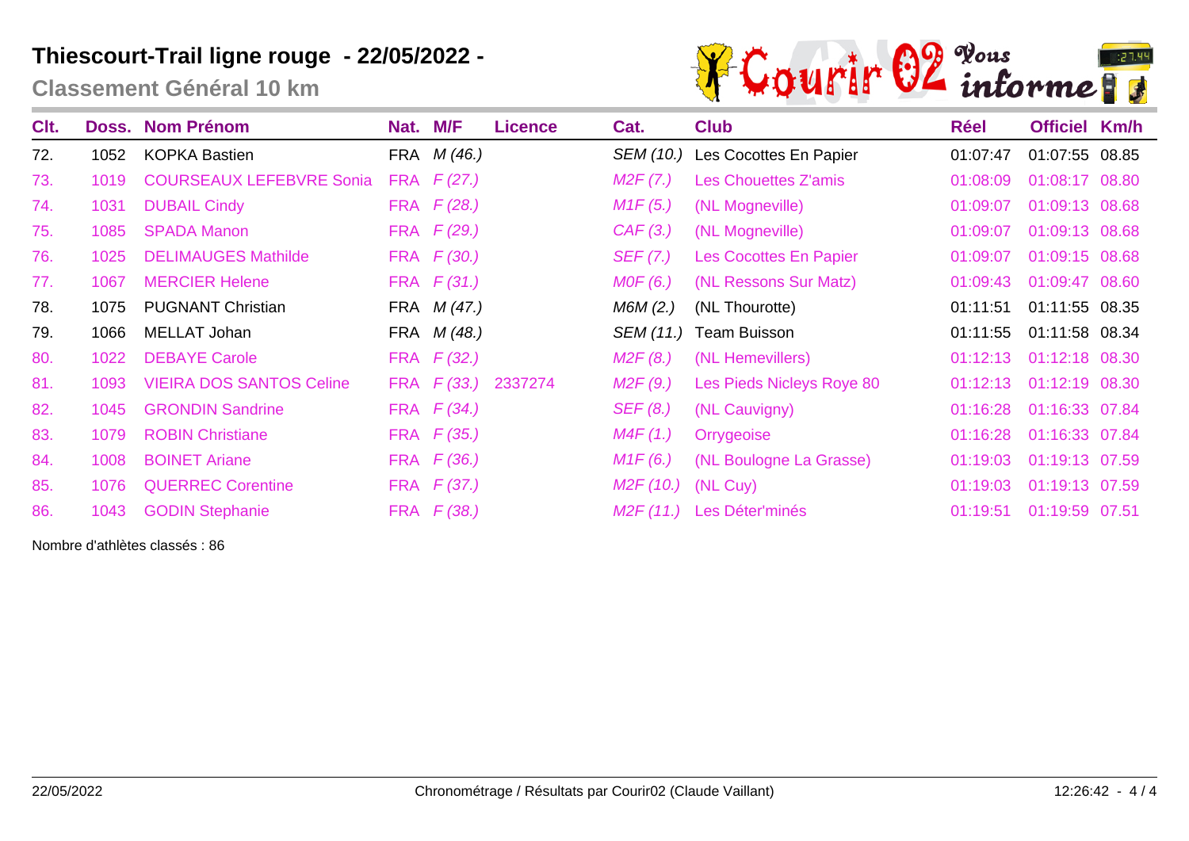# Thiescourt-Trail ligne rouge - 22/05/2022 -

## Classement Général 10 km

| Clt. | Doss. | Nom Prénom | Nat. | M/F | Licence | Cat. | Club | Réel | Officiel | Km/h |
|---|---|---|---|---|---|---|---|---|---|---|
| 72. | 1052 | KOPKA Bastien | FRA | *M (46.)* | | *SEM (10.)* | Les Cocottes En Papier | 01:07:47 | 01:07:55 | 08.85 |
| 73. | 1019 | COURSEAUX LEFEBVRE Sonia | FRA | *F (27.)* | | *M2F (7.)* | Les Chouettes Z'amis | 01:08:09 | 01:08:17 | 08.80 |
| 74. | 1031 | DUBAIL Cindy | FRA | *F (28.)* | | *M1F (5.)* | (NL Mogneville) | 01:09:07 | 01:09:13 | 08.68 |
| 75. | 1085 | SPADA Manon | FRA | *F (29.)* | | *CAF (3.)* | (NL Mogneville) | 01:09:07 | 01:09:13 | 08.68 |
| 76. | 1025 | DELIMAUGES Mathilde | FRA | *F (30.)* | | *SEF (7.)* | Les Cocottes En Papier | 01:09:07 | 01:09:15 | 08.68 |
| 77. | 1067 | MERCIER Helene | FRA | *F (31.)* | | *M0F (6.)* | (NL Ressons Sur Matz) | 01:09:43 | 01:09:47 | 08.60 |
| 78. | 1075 | PUGNANT Christian | FRA | *M (47.)* | | *M6M (2.)* | (NL Thourotte) | 01:11:51 | 01:11:55 | 08.35 |
| 79. | 1066 | MELLAT Johan | FRA | *M (48.)* | | *SEM (11.)* | Team Buisson | 01:11:55 | 01:11:58 | 08.34 |
| 80. | 1022 | DEBAYE Carole | FRA | *F (32.)* | | *M2F (8.)* | (NL Hemevillers) | 01:12:13 | 01:12:18 | 08.30 |
| 81. | 1093 | VIEIRA DOS SANTOS Celine | FRA | *F (33.)* | 2337274 | *M2F (9.)* | Les Pieds Nicleys Roye 80 | 01:12:13 | 01:12:19 | 08.30 |
| 82. | 1045 | GRONDIN Sandrine | FRA | *F (34.)* | | *SEF (8.)* | (NL Cauvigny) | 01:16:28 | 01:16:33 | 07.84 |
| 83. | 1079 | ROBIN Christiane | FRA | *F (35.)* | | *M4F (1.)* | Orrygeoise | 01:16:28 | 01:16:33 | 07.84 |
| 84. | 1008 | BOINET Ariane | FRA | *F (36.)* | | *M1F (6.)* | (NL Boulogne La Grasse) | 01:19:03 | 01:19:13 | 07.59 |
| 85. | 1076 | QUERREC Corentine | FRA | *F (37.)* | | *M2F (10.)* | (NL Cuy) | 01:19:03 | 01:19:13 | 07.59 |
| 86. | 1043 | GODIN Stephanie | FRA | *F (38.)* | | *M2F (11.)* | Les Déter'minés | 01:19:51 | 01:19:59 | 07.51 |

Nombre d'athlètes classés : 86